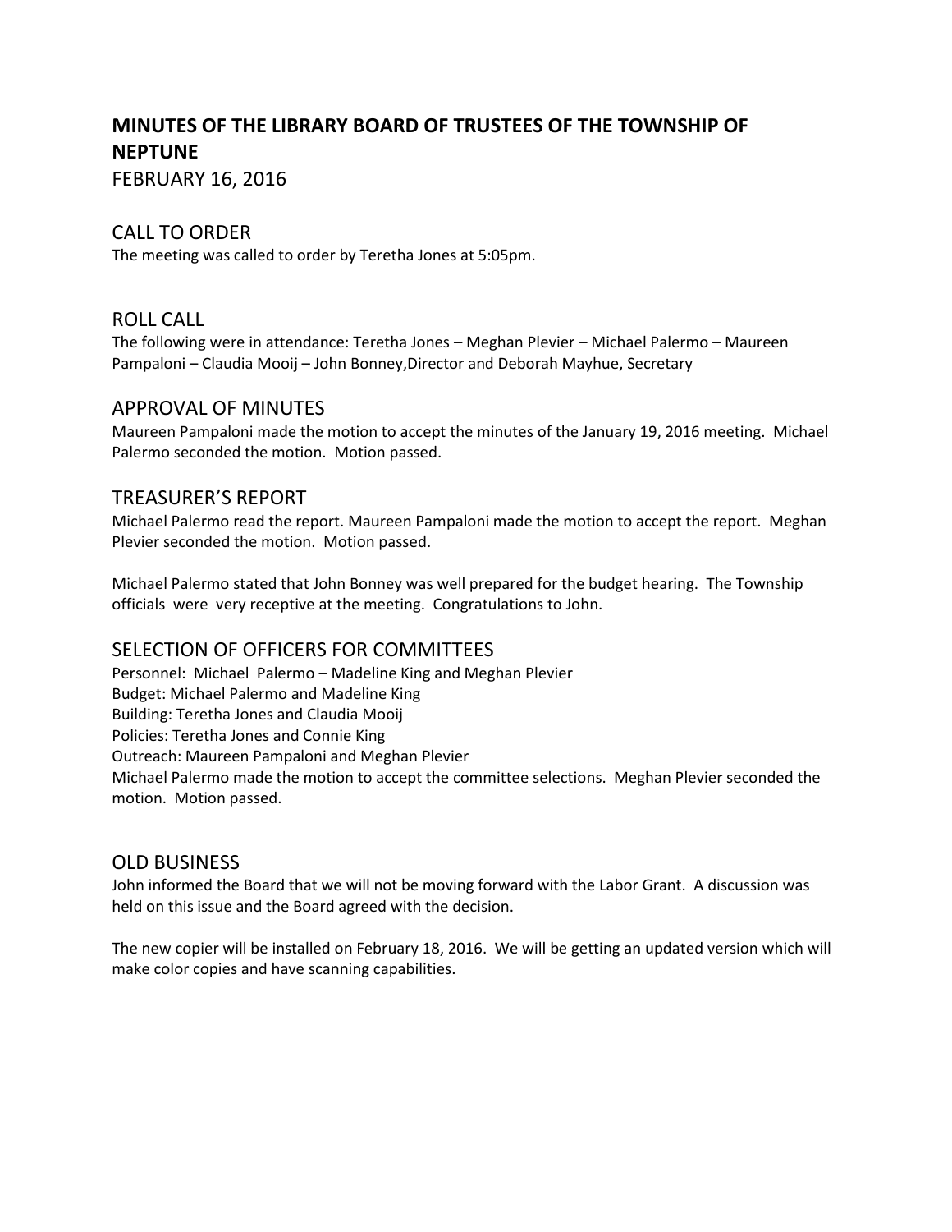# MINUTES OF THE LIBRARY BOARD OF TRUSTEES OF THE TOWNSHIP OF NEPTUNE

FEBRUARY 16, 2016

## CALL TO ORDER

The meeting was called to order by Teretha Jones at 5:05pm.

## ROLL CALL

The following were in attendance: Teretha Jones – Meghan Plevier – Michael Palermo – Maureen Pampaloni – Claudia Mooij – John Bonney,Director and Deborah Mayhue, Secretary

## APPROVAL OF MINUTES

Maureen Pampaloni made the motion to accept the minutes of the January 19, 2016 meeting. Michael Palermo seconded the motion. Motion passed.

## TREASURER'S REPORT

Michael Palermo read the report. Maureen Pampaloni made the motion to accept the report. Meghan Plevier seconded the motion. Motion passed.

Michael Palermo stated that John Bonney was well prepared for the budget hearing. The Township officials were very receptive at the meeting. Congratulations to John.

## SELECTION OF OFFICERS FOR COMMITTEES

Personnel: Michael Palermo – Madeline King and Meghan Plevier
Budget: Michael Palermo and Madeline King
Building: Teretha Jones and Claudia Mooij
Policies: Teretha Jones and Connie King
Outreach: Maureen Pampaloni and Meghan Plevier
Michael Palermo made the motion to accept the committee selections. Meghan Plevier seconded the motion. Motion passed.

## OLD BUSINESS

John informed the Board that we will not be moving forward with the Labor Grant. A discussion was held on this issue and the Board agreed with the decision.

The new copier will be installed on February 18, 2016. We will be getting an updated version which will make color copies and have scanning capabilities.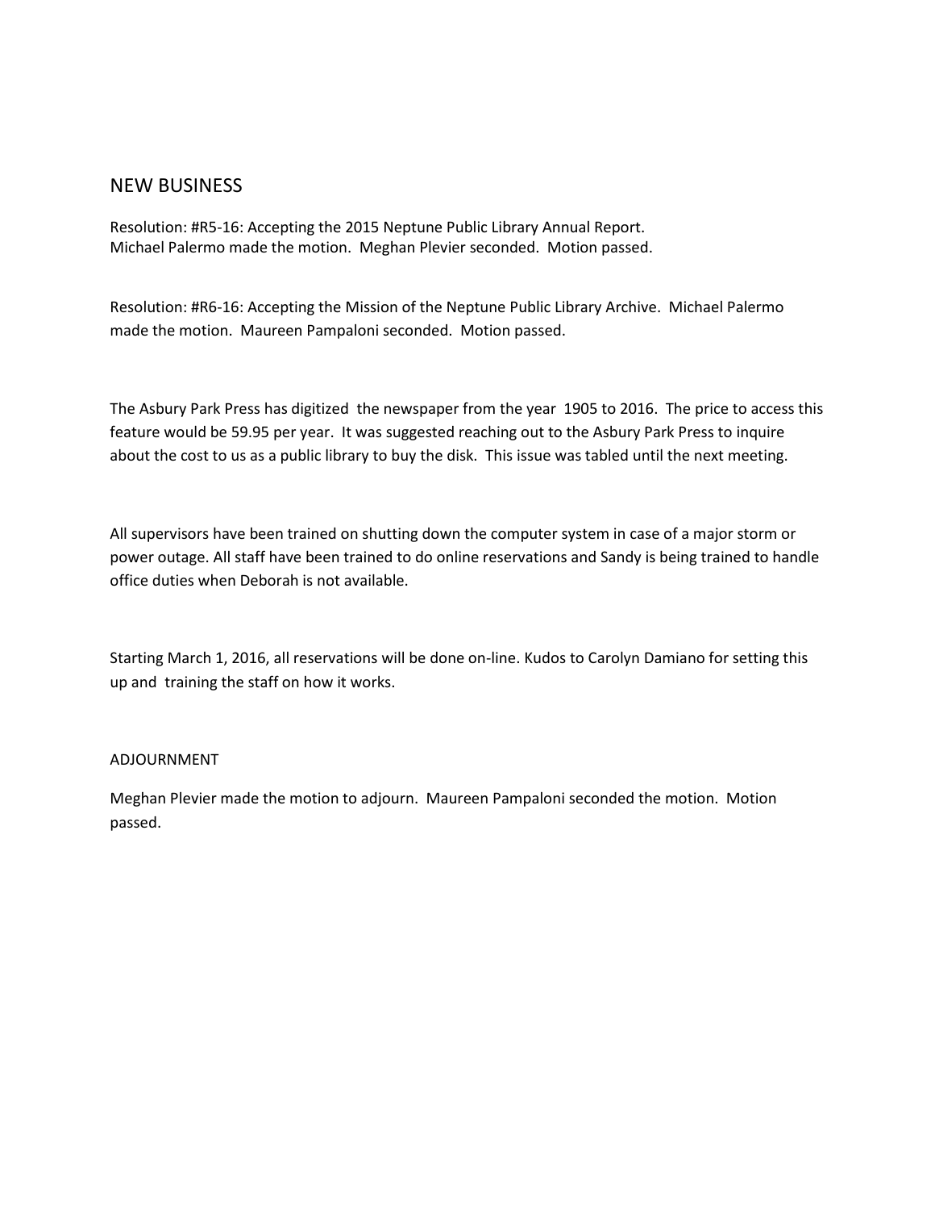## NEW BUSINESS

Resolution: #R5-16: Accepting the 2015 Neptune Public Library Annual Report.
Michael Palermo made the motion. Meghan Plevier seconded. Motion passed.

Resolution: #R6-16: Accepting the Mission of the Neptune Public Library Archive. Michael Palermo made the motion. Maureen Pampaloni seconded. Motion passed.

The Asbury Park Press has digitized the newspaper from the year 1905 to 2016. The price to access this feature would be 59.95 per year. It was suggested reaching out to the Asbury Park Press to inquire about the cost to us as a public library to buy the disk. This issue was tabled until the next meeting.

All supervisors have been trained on shutting down the computer system in case of a major storm or power outage. All staff have been trained to do online reservations and Sandy is being trained to handle office duties when Deborah is not available.

Starting March 1, 2016, all reservations will be done on-line. Kudos to Carolyn Damiano for setting this up and training the staff on how it works.

### ADJOURNMENT

Meghan Plevier made the motion to adjourn. Maureen Pampaloni seconded the motion. Motion passed.